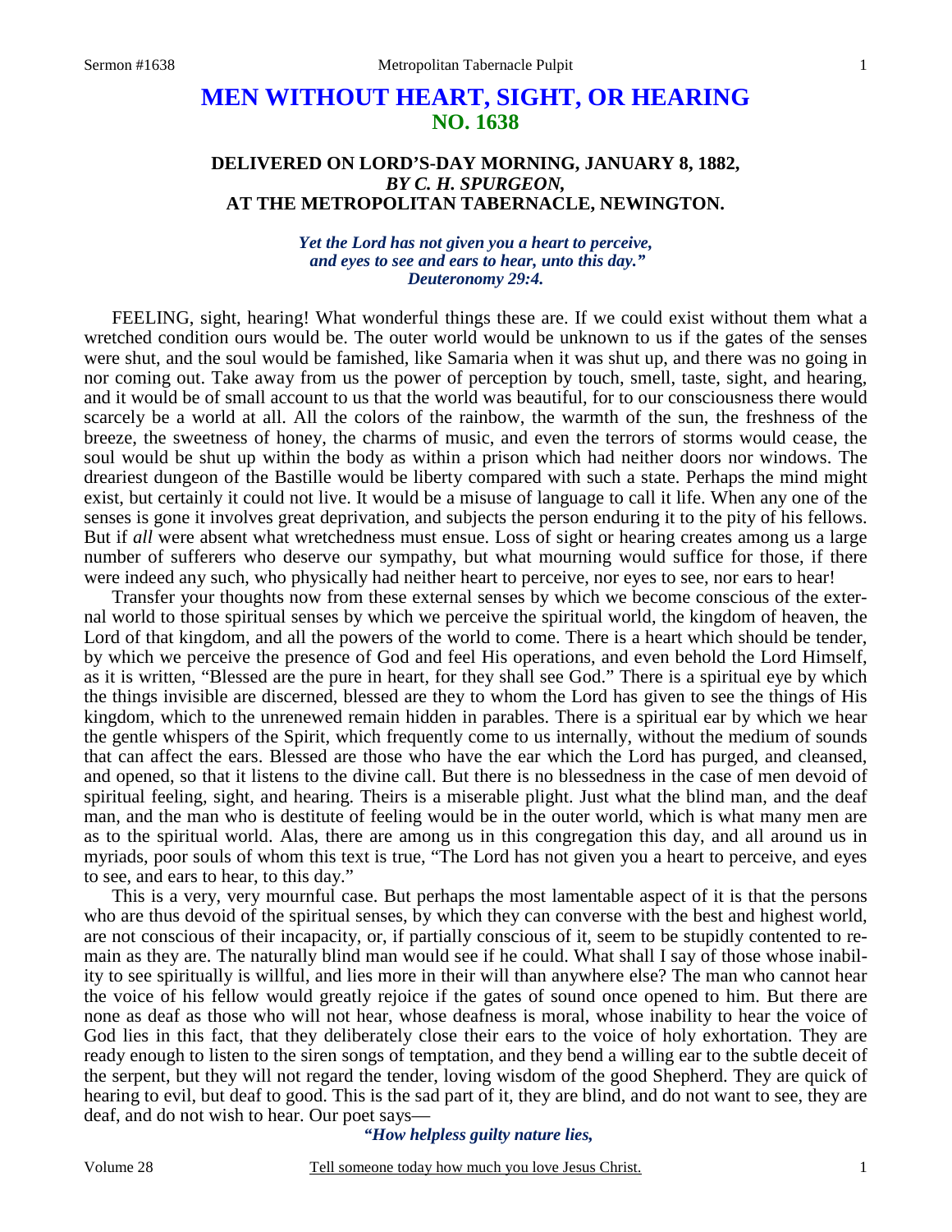# MEN WITHOUT HEART, SIGHT, OR HEARING
## NO. 1638

### DELIVERED ON LORD'S-DAY MORNING, JANUARY 8, 1882, *BY C. H. SPURGEON,* AT THE METROPOLITAN TABERNACLE, NEWINGTON.

***Yet the Lord has not given you a heart to perceive, and eyes to see and ears to hear, unto this day." Deuteronomy 29:4.***

FEELING, sight, hearing! What wonderful things these are. If we could exist without them what a wretched condition ours would be. The outer world would be unknown to us if the gates of the senses were shut, and the soul would be famished, like Samaria when it was shut up, and there was no going in nor coming out. Take away from us the power of perception by touch, smell, taste, sight, and hearing, and it would be of small account to us that the world was beautiful, for to our consciousness there would scarcely be a world at all. All the colors of the rainbow, the warmth of the sun, the freshness of the breeze, the sweetness of honey, the charms of music, and even the terrors of storms would cease, the soul would be shut up within the body as within a prison which had neither doors nor windows. The dreariest dungeon of the Bastille would be liberty compared with such a state. Perhaps the mind might exist, but certainly it could not live. It would be a misuse of language to call it life. When any one of the senses is gone it involves great deprivation, and subjects the person enduring it to the pity of his fellows. But if *all* were absent what wretchedness must ensue. Loss of sight or hearing creates among us a large number of sufferers who deserve our sympathy, but what mourning would suffice for those, if there were indeed any such, who physically had neither heart to perceive, nor eyes to see, nor ears to hear!

Transfer your thoughts now from these external senses by which we become conscious of the external world to those spiritual senses by which we perceive the spiritual world, the kingdom of heaven, the Lord of that kingdom, and all the powers of the world to come. There is a heart which should be tender, by which we perceive the presence of God and feel His operations, and even behold the Lord Himself, as it is written, "Blessed are the pure in heart, for they shall see God." There is a spiritual eye by which the things invisible are discerned, blessed are they to whom the Lord has given to see the things of His kingdom, which to the unrenewed remain hidden in parables. There is a spiritual ear by which we hear the gentle whispers of the Spirit, which frequently come to us internally, without the medium of sounds that can affect the ears. Blessed are those who have the ear which the Lord has purged, and cleansed, and opened, so that it listens to the divine call. But there is no blessedness in the case of men devoid of spiritual feeling, sight, and hearing. Theirs is a miserable plight. Just what the blind man, and the deaf man, and the man who is destitute of feeling would be in the outer world, which is what many men are as to the spiritual world. Alas, there are among us in this congregation this day, and all around us in myriads, poor souls of whom this text is true, "The Lord has not given you a heart to perceive, and eyes to see, and ears to hear, to this day."

This is a very, very mournful case. But perhaps the most lamentable aspect of it is that the persons who are thus devoid of the spiritual senses, by which they can converse with the best and highest world, are not conscious of their incapacity, or, if partially conscious of it, seem to be stupidly contented to remain as they are. The naturally blind man would see if he could. What shall I say of those whose inability to see spiritually is willful, and lies more in their will than anywhere else? The man who cannot hear the voice of his fellow would greatly rejoice if the gates of sound once opened to him. But there are none as deaf as those who will not hear, whose deafness is moral, whose inability to hear the voice of God lies in this fact, that they deliberately close their ears to the voice of holy exhortation. They are ready enough to listen to the siren songs of temptation, and they bend a willing ear to the subtle deceit of the serpent, but they will not regard the tender, loving wisdom of the good Shepherd. They are quick of hearing to evil, but deaf to good. This is the sad part of it, they are blind, and do not want to see, they are deaf, and do not wish to hear. Our poet says—

> *"How helpless guilty nature lies,*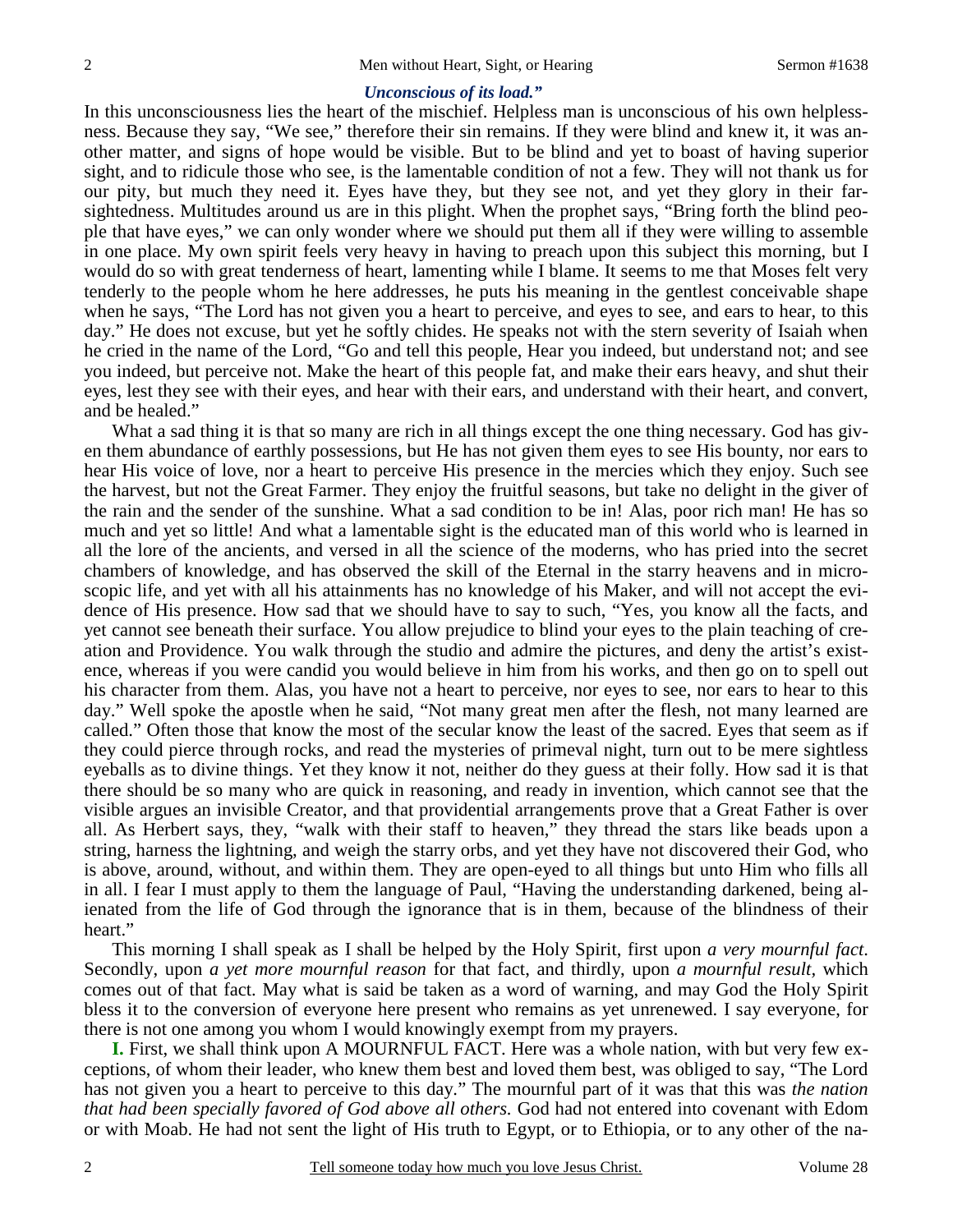***Unconscious of its load.”***

In this unconsciousness lies the heart of the mischief. Helpless man is unconscious of his own helplessness. Because they say, “We see,” therefore their sin remains. If they were blind and knew it, it was another matter, and signs of hope would be visible. But to be blind and yet to boast of having superior sight, and to ridicule those who see, is the lamentable condition of not a few. They will not thank us for our pity, but much they need it. Eyes have they, but they see not, and yet they glory in their farsightedness. Multitudes around us are in this plight. When the prophet says, “Bring forth the blind people that have eyes,” we can only wonder where we should put them all if they were willing to assemble in one place. My own spirit feels very heavy in having to preach upon this subject this morning, but I would do so with great tenderness of heart, lamenting while I blame. It seems to me that Moses felt very tenderly to the people whom he here addresses, he puts his meaning in the gentlest conceivable shape when he says, “The Lord has not given you a heart to perceive, and eyes to see, and ears to hear, to this day.” He does not excuse, but yet he softly chides. He speaks not with the stern severity of Isaiah when he cried in the name of the Lord, “Go and tell this people, Hear you indeed, but understand not; and see you indeed, but perceive not. Make the heart of this people fat, and make their ears heavy, and shut their eyes, lest they see with their eyes, and hear with their ears, and understand with their heart, and convert, and be healed.”

What a sad thing it is that so many are rich in all things except the one thing necessary. God has given them abundance of earthly possessions, but He has not given them eyes to see His bounty, nor ears to hear His voice of love, nor a heart to perceive His presence in the mercies which they enjoy. Such see the harvest, but not the Great Farmer. They enjoy the fruitful seasons, but take no delight in the giver of the rain and the sender of the sunshine. What a sad condition to be in! Alas, poor rich man! He has so much and yet so little! And what a lamentable sight is the educated man of this world who is learned in all the lore of the ancients, and versed in all the science of the moderns, who has pried into the secret chambers of knowledge, and has observed the skill of the Eternal in the starry heavens and in microscopic life, and yet with all his attainments has no knowledge of his Maker, and will not accept the evidence of His presence. How sad that we should have to say to such, “Yes, you know all the facts, and yet cannot see beneath their surface. You allow prejudice to blind your eyes to the plain teaching of creation and Providence. You walk through the studio and admire the pictures, and deny the artist’s existence, whereas if you were candid you would believe in him from his works, and then go on to spell out his character from them. Alas, you have not a heart to perceive, nor eyes to see, nor ears to hear to this day.” Well spoke the apostle when he said, “Not many great men after the flesh, not many learned are called.” Often those that know the most of the secular know the least of the sacred. Eyes that seem as if they could pierce through rocks, and read the mysteries of primeval night, turn out to be mere sightless eyeballs as to divine things. Yet they know it not, neither do they guess at their folly. How sad it is that there should be so many who are quick in reasoning, and ready in invention, which cannot see that the visible argues an invisible Creator, and that providential arrangements prove that a Great Father is over all. As Herbert says, they, “walk with their staff to heaven,” they thread the stars like beads upon a string, harness the lightning, and weigh the starry orbs, and yet they have not discovered their God, who is above, around, without, and within them. They are open-eyed to all things but unto Him who fills all in all. I fear I must apply to them the language of Paul, “Having the understanding darkened, being alienated from the life of God through the ignorance that is in them, because of the blindness of their heart.”

This morning I shall speak as I shall be helped by the Holy Spirit, first upon *a very mournful fact*. Secondly, upon *a yet more mournful reason* for that fact, and thirdly, upon *a mournful result,* which comes out of that fact. May what is said be taken as a word of warning, and may God the Holy Spirit bless it to the conversion of everyone here present who remains as yet unrenewed. I say everyone, for there is not one among you whom I would knowingly exempt from my prayers.

**I.** First, we shall think upon A MOURNFUL FACT. Here was a whole nation, with but very few exceptions, of whom their leader, who knew them best and loved them best, was obliged to say, “The Lord has not given you a heart to perceive to this day.” The mournful part of it was that this was *the nation that had been specially favored of God above all others.* God had not entered into covenant with Edom or with Moab. He had not sent the light of His truth to Egypt, or to Ethiopia, or to any other of the na-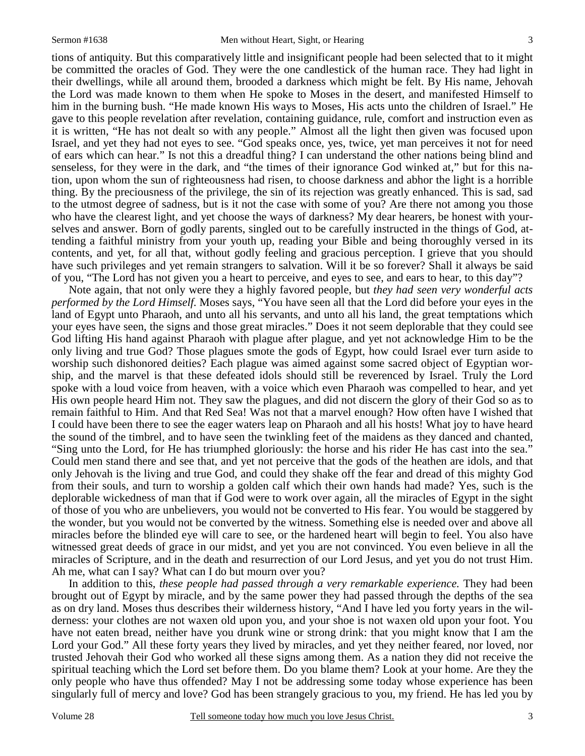tions of antiquity. But this comparatively little and insignificant people had been selected that to it might be committed the oracles of God. They were the one candlestick of the human race. They had light in their dwellings, while all around them, brooded a darkness which might be felt. By His name, Jehovah the Lord was made known to them when He spoke to Moses in the desert, and manifested Himself to him in the burning bush. "He made known His ways to Moses, His acts unto the children of Israel." He gave to this people revelation after revelation, containing guidance, rule, comfort and instruction even as it is written, "He has not dealt so with any people." Almost all the light then given was focused upon Israel, and yet they had not eyes to see. "God speaks once, yes, twice, yet man perceives it not for need of ears which can hear." Is not this a dreadful thing? I can understand the other nations being blind and senseless, for they were in the dark, and "the times of their ignorance God winked at," but for this nation, upon whom the sun of righteousness had risen, to choose darkness and abhor the light is a horrible thing. By the preciousness of the privilege, the sin of its rejection was greatly enhanced. This is sad, sad to the utmost degree of sadness, but is it not the case with some of you? Are there not among you those who have the clearest light, and yet choose the ways of darkness? My dear hearers, be honest with yourselves and answer. Born of godly parents, singled out to be carefully instructed in the things of God, attending a faithful ministry from your youth up, reading your Bible and being thoroughly versed in its contents, and yet, for all that, without godly feeling and gracious perception. I grieve that you should have such privileges and yet remain strangers to salvation. Will it be so forever? Shall it always be said of you, "The Lord has not given you a heart to perceive, and eyes to see, and ears to hear, to this day"?

Note again, that not only were they a highly favored people, but *they had seen very wonderful acts performed by the Lord Himself.* Moses says, "You have seen all that the Lord did before your eyes in the land of Egypt unto Pharaoh, and unto all his servants, and unto all his land, the great temptations which your eyes have seen, the signs and those great miracles." Does it not seem deplorable that they could see God lifting His hand against Pharaoh with plague after plague, and yet not acknowledge Him to be the only living and true God? Those plagues smote the gods of Egypt, how could Israel ever turn aside to worship such dishonored deities? Each plague was aimed against some sacred object of Egyptian worship, and the marvel is that these defeated idols should still be reverenced by Israel. Truly the Lord spoke with a loud voice from heaven, with a voice which even Pharaoh was compelled to hear, and yet His own people heard Him not. They saw the plagues, and did not discern the glory of their God so as to remain faithful to Him. And that Red Sea! Was not that a marvel enough? How often have I wished that I could have been there to see the eager waters leap on Pharaoh and all his hosts! What joy to have heard the sound of the timbrel, and to have seen the twinkling feet of the maidens as they danced and chanted, "Sing unto the Lord, for He has triumphed gloriously: the horse and his rider He has cast into the sea." Could men stand there and see that, and yet not perceive that the gods of the heathen are idols, and that only Jehovah is the living and true God, and could they shake off the fear and dread of this mighty God from their souls, and turn to worship a golden calf which their own hands had made? Yes, such is the deplorable wickedness of man that if God were to work over again, all the miracles of Egypt in the sight of those of you who are unbelievers, you would not be converted to His fear. You would be staggered by the wonder, but you would not be converted by the witness. Something else is needed over and above all miracles before the blinded eye will care to see, or the hardened heart will begin to feel. You also have witnessed great deeds of grace in our midst, and yet you are not convinced. You even believe in all the miracles of Scripture, and in the death and resurrection of our Lord Jesus, and yet you do not trust Him. Ah me, what can I say? What can I do but mourn over you?

In addition to this, *these people had passed through a very remarkable experience.* They had been brought out of Egypt by miracle, and by the same power they had passed through the depths of the sea as on dry land. Moses thus describes their wilderness history, "And I have led you forty years in the wilderness: your clothes are not waxen old upon you, and your shoe is not waxen old upon your foot. You have not eaten bread, neither have you drunk wine or strong drink: that you might know that I am the Lord your God." All these forty years they lived by miracles, and yet they neither feared, nor loved, nor trusted Jehovah their God who worked all these signs among them. As a nation they did not receive the spiritual teaching which the Lord set before them. Do you blame them? Look at your home. Are they the only people who have thus offended? May I not be addressing some today whose experience has been singularly full of mercy and love? God has been strangely gracious to you, my friend. He has led you by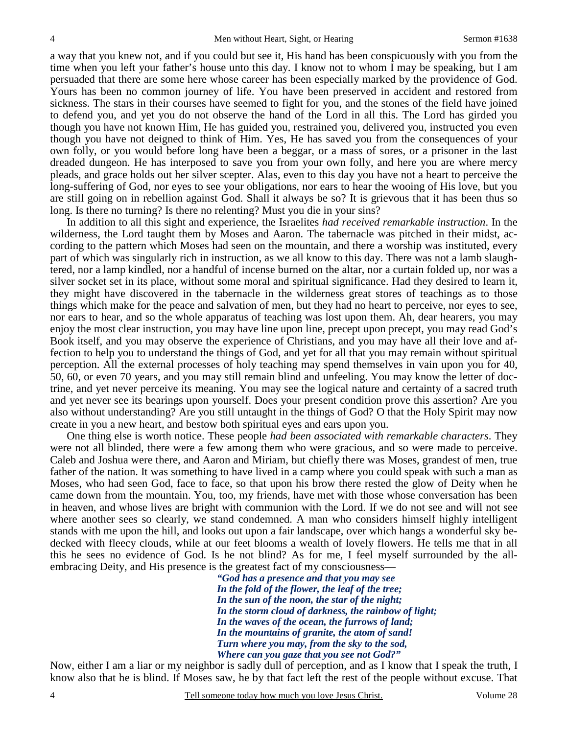a way that you knew not, and if you could but see it, His hand has been conspicuously with you from the time when you left your father's house unto this day. I know not to whom I may be speaking, but I am persuaded that there are some here whose career has been especially marked by the providence of God. Yours has been no common journey of life. You have been preserved in accident and restored from sickness. The stars in their courses have seemed to fight for you, and the stones of the field have joined to defend you, and yet you do not observe the hand of the Lord in all this. The Lord has girded you though you have not known Him, He has guided you, restrained you, delivered you, instructed you even though you have not deigned to think of Him. Yes, He has saved you from the consequences of your own folly, or you would before long have been a beggar, or a mass of sores, or a prisoner in the last dreaded dungeon. He has interposed to save you from your own folly, and here you are where mercy pleads, and grace holds out her silver scepter. Alas, even to this day you have not a heart to perceive the long-suffering of God, nor eyes to see your obligations, nor ears to hear the wooing of His love, but you are still going on in rebellion against God. Shall it always be so? It is grievous that it has been thus so long. Is there no turning? Is there no relenting? Must you die in your sins?

In addition to all this sight and experience, the Israelites *had received remarkable instruction*. In the wilderness, the Lord taught them by Moses and Aaron. The tabernacle was pitched in their midst, according to the pattern which Moses had seen on the mountain, and there a worship was instituted, every part of which was singularly rich in instruction, as we all know to this day. There was not a lamb slaughtered, nor a lamp kindled, nor a handful of incense burned on the altar, nor a curtain folded up, nor was a silver socket set in its place, without some moral and spiritual significance. Had they desired to learn it, they might have discovered in the tabernacle in the wilderness great stores of teachings as to those things which make for the peace and salvation of men, but they had no heart to perceive, nor eyes to see, nor ears to hear, and so the whole apparatus of teaching was lost upon them. Ah, dear hearers, you may enjoy the most clear instruction, you may have line upon line, precept upon precept, you may read God's Book itself, and you may observe the experience of Christians, and you may have all their love and affection to help you to understand the things of God, and yet for all that you may remain without spiritual perception. All the external processes of holy teaching may spend themselves in vain upon you for 40, 50, 60, or even 70 years, and you may still remain blind and unfeeling. You may know the letter of doctrine, and yet never perceive its meaning. You may see the logical nature and certainty of a sacred truth and yet never see its bearings upon yourself. Does your present condition prove this assertion? Are you also without understanding? Are you still untaught in the things of God? O that the Holy Spirit may now create in you a new heart, and bestow both spiritual eyes and ears upon you.

One thing else is worth notice. These people *had been associated with remarkable characters*. They were not all blinded, there were a few among them who were gracious, and so were made to perceive. Caleb and Joshua were there, and Aaron and Miriam, but chiefly there was Moses, grandest of men, true father of the nation. It was something to have lived in a camp where you could speak with such a man as Moses, who had seen God, face to face, so that upon his brow there rested the glow of Deity when he came down from the mountain. You, too, my friends, have met with those whose conversation has been in heaven, and whose lives are bright with communion with the Lord. If we do not see and will not see where another sees so clearly, we stand condemned. A man who considers himself highly intelligent stands with me upon the hill, and looks out upon a fair landscape, over which hangs a wonderful sky bedecked with fleecy clouds, while at our feet blooms a wealth of lovely flowers. He tells me that in all this he sees no evidence of God. Is he not blind? As for me, I feel myself surrounded by the all-embracing Deity, and His presence is the greatest fact of my consciousness—

> *"God has a presence and that you may see*
> *In the fold of the flower, the leaf of the tree;*
> *In the sun of the noon, the star of the night;*
> *In the storm cloud of darkness, the rainbow of light;*
> *In the waves of the ocean, the furrows of land;*
> *In the mountains of granite, the atom of sand!*
> *Turn where you may, from the sky to the sod,*
> *Where can you gaze that you see not God?"*

Now, either I am a liar or my neighbor is sadly dull of perception, and as I know that I speak the truth, I know also that he is blind. If Moses saw, he by that fact left the rest of the people without excuse. That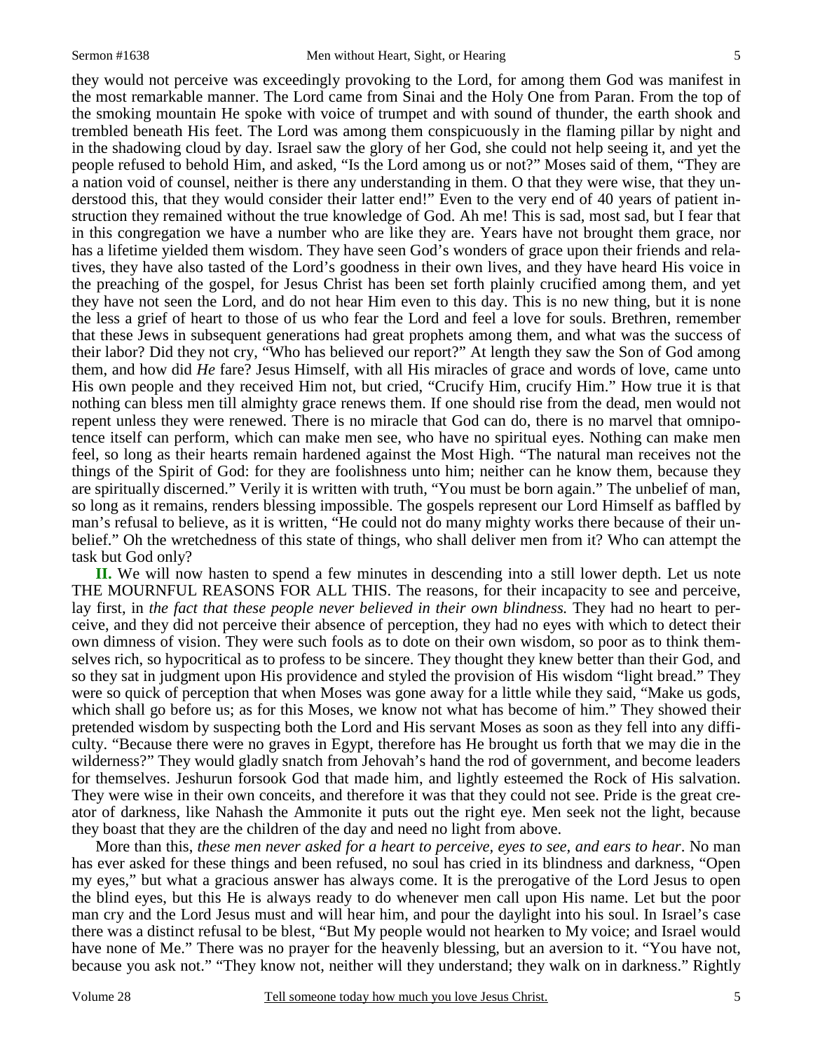they would not perceive was exceedingly provoking to the Lord, for among them God was manifest in the most remarkable manner. The Lord came from Sinai and the Holy One from Paran. From the top of the smoking mountain He spoke with voice of trumpet and with sound of thunder, the earth shook and trembled beneath His feet. The Lord was among them conspicuously in the flaming pillar by night and in the shadowing cloud by day. Israel saw the glory of her God, she could not help seeing it, and yet the people refused to behold Him, and asked, "Is the Lord among us or not?" Moses said of them, "They are a nation void of counsel, neither is there any understanding in them. O that they were wise, that they understood this, that they would consider their latter end!" Even to the very end of 40 years of patient instruction they remained without the true knowledge of God. Ah me! This is sad, most sad, but I fear that in this congregation we have a number who are like they are. Years have not brought them grace, nor has a lifetime yielded them wisdom. They have seen God's wonders of grace upon their friends and relatives, they have also tasted of the Lord's goodness in their own lives, and they have heard His voice in the preaching of the gospel, for Jesus Christ has been set forth plainly crucified among them, and yet they have not seen the Lord, and do not hear Him even to this day. This is no new thing, but it is none the less a grief of heart to those of us who fear the Lord and feel a love for souls. Brethren, remember that these Jews in subsequent generations had great prophets among them, and what was the success of their labor? Did they not cry, "Who has believed our report?" At length they saw the Son of God among them, and how did *He* fare? Jesus Himself, with all His miracles of grace and words of love, came unto His own people and they received Him not, but cried, "Crucify Him, crucify Him." How true it is that nothing can bless men till almighty grace renews them. If one should rise from the dead, men would not repent unless they were renewed. There is no miracle that God can do, there is no marvel that omnipotence itself can perform, which can make men see, who have no spiritual eyes. Nothing can make men feel, so long as their hearts remain hardened against the Most High. "The natural man receives not the things of the Spirit of God: for they are foolishness unto him; neither can he know them, because they are spiritually discerned." Verily it is written with truth, "You must be born again." The unbelief of man, so long as it remains, renders blessing impossible. The gospels represent our Lord Himself as baffled by man's refusal to believe, as it is written, "He could not do many mighty works there because of their unbelief." Oh the wretchedness of this state of things, who shall deliver men from it? Who can attempt the task but God only?

**II.** We will now hasten to spend a few minutes in descending into a still lower depth. Let us note THE MOURNFUL REASONS FOR ALL THIS. The reasons, for their incapacity to see and perceive, lay first, in *the fact that these people never believed in their own blindness.* They had no heart to perceive, and they did not perceive their absence of perception, they had no eyes with which to detect their own dimness of vision. They were such fools as to dote on their own wisdom, so poor as to think themselves rich, so hypocritical as to profess to be sincere. They thought they knew better than their God, and so they sat in judgment upon His providence and styled the provision of His wisdom "light bread." They were so quick of perception that when Moses was gone away for a little while they said, "Make us gods, which shall go before us; as for this Moses, we know not what has become of him." They showed their pretended wisdom by suspecting both the Lord and His servant Moses as soon as they fell into any difficulty. "Because there were no graves in Egypt, therefore has He brought us forth that we may die in the wilderness?" They would gladly snatch from Jehovah's hand the rod of government, and become leaders for themselves. Jeshurun forsook God that made him, and lightly esteemed the Rock of His salvation. They were wise in their own conceits, and therefore it was that they could not see. Pride is the great creator of darkness, like Nahash the Ammonite it puts out the right eye. Men seek not the light, because they boast that they are the children of the day and need no light from above.

More than this, *these men never asked for a heart to perceive, eyes to see, and ears to hear*. No man has ever asked for these things and been refused, no soul has cried in its blindness and darkness, "Open my eyes," but what a gracious answer has always come. It is the prerogative of the Lord Jesus to open the blind eyes, but this He is always ready to do whenever men call upon His name. Let but the poor man cry and the Lord Jesus must and will hear him, and pour the daylight into his soul. In Israel's case there was a distinct refusal to be blest, "But My people would not hearken to My voice; and Israel would have none of Me." There was no prayer for the heavenly blessing, but an aversion to it. "You have not, because you ask not." "They know not, neither will they understand; they walk on in darkness." Rightly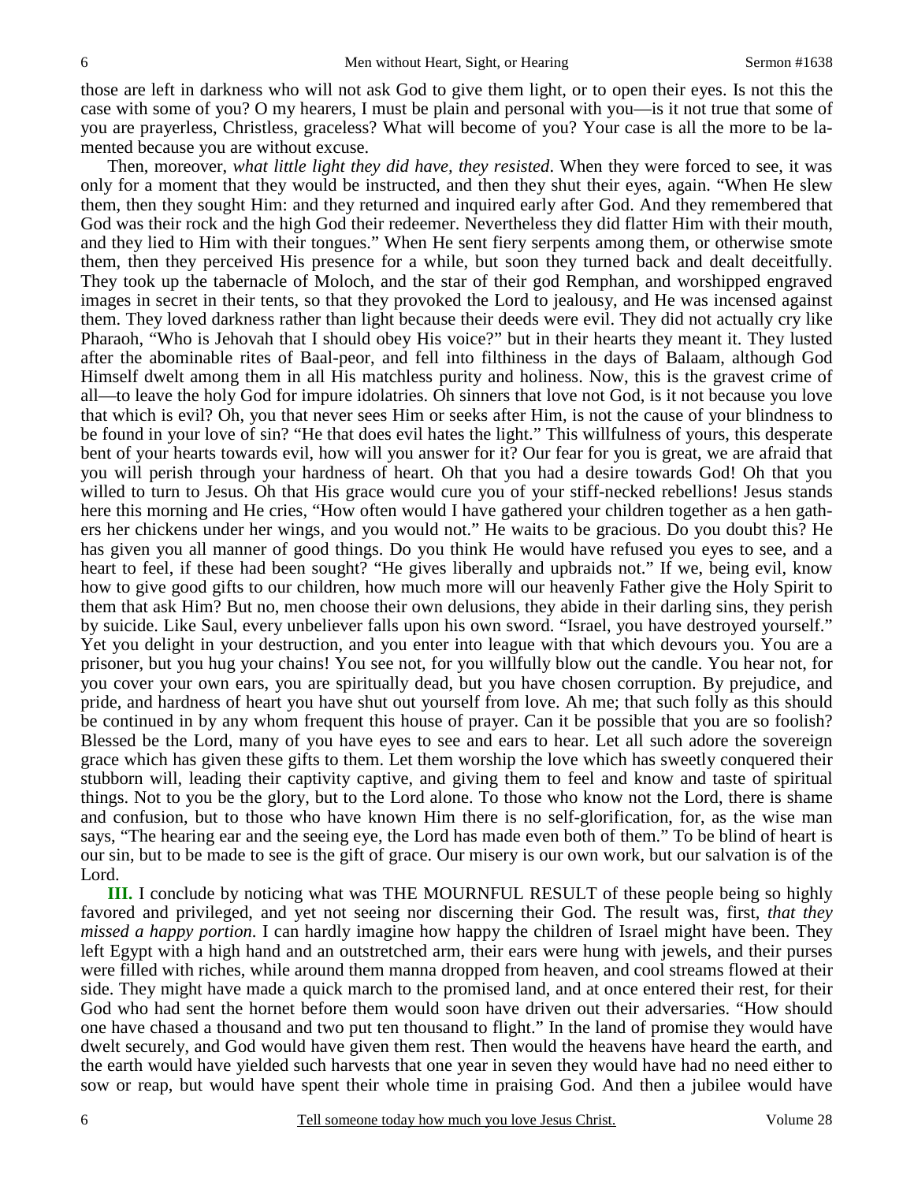those are left in darkness who will not ask God to give them light, or to open their eyes. Is not this the case with some of you? O my hearers, I must be plain and personal with you—is it not true that some of you are prayerless, Christless, graceless? What will become of you? Your case is all the more to be lamented because you are without excuse.

Then, moreover, *what little light they did have, they resisted*. When they were forced to see, it was only for a moment that they would be instructed, and then they shut their eyes, again. "When He slew them, then they sought Him: and they returned and inquired early after God. And they remembered that God was their rock and the high God their redeemer. Nevertheless they did flatter Him with their mouth, and they lied to Him with their tongues." When He sent fiery serpents among them, or otherwise smote them, then they perceived His presence for a while, but soon they turned back and dealt deceitfully. They took up the tabernacle of Moloch, and the star of their god Remphan, and worshipped engraved images in secret in their tents, so that they provoked the Lord to jealousy, and He was incensed against them. They loved darkness rather than light because their deeds were evil. They did not actually cry like Pharaoh, "Who is Jehovah that I should obey His voice?" but in their hearts they meant it. They lusted after the abominable rites of Baal-peor, and fell into filthiness in the days of Balaam, although God Himself dwelt among them in all His matchless purity and holiness. Now, this is the gravest crime of all—to leave the holy God for impure idolatries. Oh sinners that love not God, is it not because you love that which is evil? Oh, you that never sees Him or seeks after Him, is not the cause of your blindness to be found in your love of sin? "He that does evil hates the light." This willfulness of yours, this desperate bent of your hearts towards evil, how will you answer for it? Our fear for you is great, we are afraid that you will perish through your hardness of heart. Oh that you had a desire towards God! Oh that you willed to turn to Jesus. Oh that His grace would cure you of your stiff-necked rebellions! Jesus stands here this morning and He cries, "How often would I have gathered your children together as a hen gathers her chickens under her wings, and you would not." He waits to be gracious. Do you doubt this? He has given you all manner of good things. Do you think He would have refused you eyes to see, and a heart to feel, if these had been sought? "He gives liberally and upbraids not." If we, being evil, know how to give good gifts to our children, how much more will our heavenly Father give the Holy Spirit to them that ask Him? But no, men choose their own delusions, they abide in their darling sins, they perish by suicide. Like Saul, every unbeliever falls upon his own sword. "Israel, you have destroyed yourself." Yet you delight in your destruction, and you enter into league with that which devours you. You are a prisoner, but you hug your chains! You see not, for you willfully blow out the candle. You hear not, for you cover your own ears, you are spiritually dead, but you have chosen corruption. By prejudice, and pride, and hardness of heart you have shut out yourself from love. Ah me; that such folly as this should be continued in by any whom frequent this house of prayer. Can it be possible that you are so foolish? Blessed be the Lord, many of you have eyes to see and ears to hear. Let all such adore the sovereign grace which has given these gifts to them. Let them worship the love which has sweetly conquered their stubborn will, leading their captivity captive, and giving them to feel and know and taste of spiritual things. Not to you be the glory, but to the Lord alone. To those who know not the Lord, there is shame and confusion, but to those who have known Him there is no self-glorification, for, as the wise man says, "The hearing ear and the seeing eye, the Lord has made even both of them." To be blind of heart is our sin, but to be made to see is the gift of grace. Our misery is our own work, but our salvation is of the Lord.

**III.** I conclude by noticing what was THE MOURNFUL RESULT of these people being so highly favored and privileged, and yet not seeing nor discerning their God. The result was, first, *that they missed a happy portion*. I can hardly imagine how happy the children of Israel might have been. They left Egypt with a high hand and an outstretched arm, their ears were hung with jewels, and their purses were filled with riches, while around them manna dropped from heaven, and cool streams flowed at their side. They might have made a quick march to the promised land, and at once entered their rest, for their God who had sent the hornet before them would soon have driven out their adversaries. "How should one have chased a thousand and two put ten thousand to flight." In the land of promise they would have dwelt securely, and God would have given them rest. Then would the heavens have heard the earth, and the earth would have yielded such harvests that one year in seven they would have had no need either to sow or reap, but would have spent their whole time in praising God. And then a jubilee would have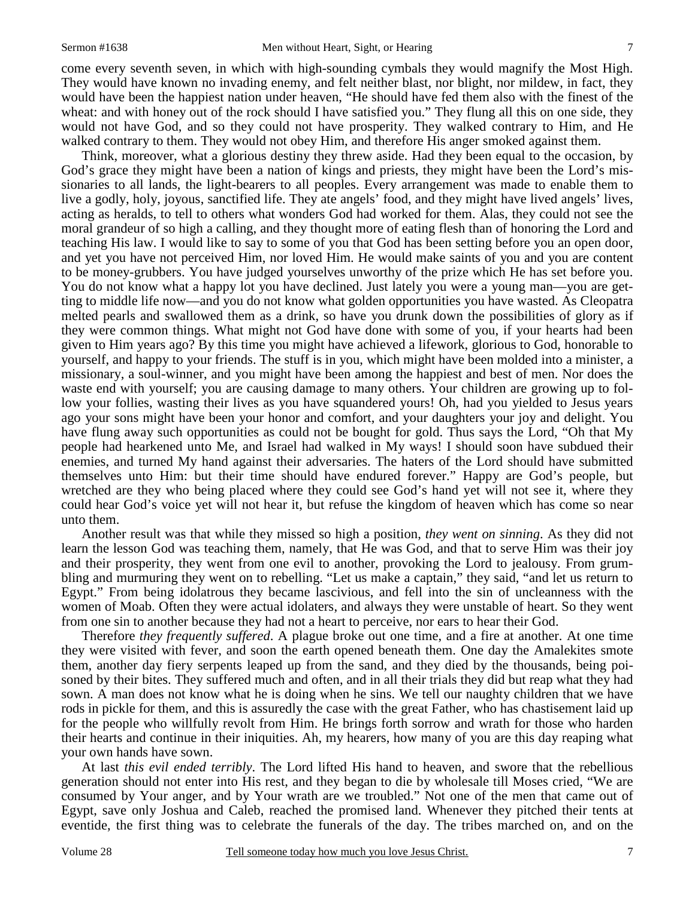come every seventh seven, in which with high-sounding cymbals they would magnify the Most High. They would have known no invading enemy, and felt neither blast, nor blight, nor mildew, in fact, they would have been the happiest nation under heaven, "He should have fed them also with the finest of the wheat: and with honey out of the rock should I have satisfied you." They flung all this on one side, they would not have God, and so they could not have prosperity. They walked contrary to Him, and He walked contrary to them. They would not obey Him, and therefore His anger smoked against them.

Think, moreover, what a glorious destiny they threw aside. Had they been equal to the occasion, by God's grace they might have been a nation of kings and priests, they might have been the Lord's missionaries to all lands, the light-bearers to all peoples. Every arrangement was made to enable them to live a godly, holy, joyous, sanctified life. They ate angels' food, and they might have lived angels' lives, acting as heralds, to tell to others what wonders God had worked for them. Alas, they could not see the moral grandeur of so high a calling, and they thought more of eating flesh than of honoring the Lord and teaching His law. I would like to say to some of you that God has been setting before you an open door, and yet you have not perceived Him, nor loved Him. He would make saints of you and you are content to be money-grubbers. You have judged yourselves unworthy of the prize which He has set before you. You do not know what a happy lot you have declined. Just lately you were a young man—you are getting to middle life now—and you do not know what golden opportunities you have wasted. As Cleopatra melted pearls and swallowed them as a drink, so have you drunk down the possibilities of glory as if they were common things. What might not God have done with some of you, if your hearts had been given to Him years ago? By this time you might have achieved a lifework, glorious to God, honorable to yourself, and happy to your friends. The stuff is in you, which might have been molded into a minister, a missionary, a soul-winner, and you might have been among the happiest and best of men. Nor does the waste end with yourself; you are causing damage to many others. Your children are growing up to follow your follies, wasting their lives as you have squandered yours! Oh, had you yielded to Jesus years ago your sons might have been your honor and comfort, and your daughters your joy and delight. You have flung away such opportunities as could not be bought for gold. Thus says the Lord, "Oh that My people had hearkened unto Me, and Israel had walked in My ways! I should soon have subdued their enemies, and turned My hand against their adversaries. The haters of the Lord should have submitted themselves unto Him: but their time should have endured forever." Happy are God's people, but wretched are they who being placed where they could see God's hand yet will not see it, where they could hear God's voice yet will not hear it, but refuse the kingdom of heaven which has come so near unto them.

Another result was that while they missed so high a position, *they went on sinning*. As they did not learn the lesson God was teaching them, namely, that He was God, and that to serve Him was their joy and their prosperity, they went from one evil to another, provoking the Lord to jealousy. From grumbling and murmuring they went on to rebelling. "Let us make a captain," they said, "and let us return to Egypt." From being idolatrous they became lascivious, and fell into the sin of uncleanness with the women of Moab. Often they were actual idolaters, and always they were unstable of heart. So they went from one sin to another because they had not a heart to perceive, nor ears to hear their God.

Therefore *they frequently suffered*. A plague broke out one time, and a fire at another. At one time they were visited with fever, and soon the earth opened beneath them. One day the Amalekites smote them, another day fiery serpents leaped up from the sand, and they died by the thousands, being poisoned by their bites. They suffered much and often, and in all their trials they did but reap what they had sown. A man does not know what he is doing when he sins. We tell our naughty children that we have rods in pickle for them, and this is assuredly the case with the great Father, who has chastisement laid up for the people who willfully revolt from Him. He brings forth sorrow and wrath for those who harden their hearts and continue in their iniquities. Ah, my hearers, how many of you are this day reaping what your own hands have sown.

At last *this evil ended terribly*. The Lord lifted His hand to heaven, and swore that the rebellious generation should not enter into His rest, and they began to die by wholesale till Moses cried, "We are consumed by Your anger, and by Your wrath are we troubled." Not one of the men that came out of Egypt, save only Joshua and Caleb, reached the promised land. Whenever they pitched their tents at eventide, the first thing was to celebrate the funerals of the day. The tribes marched on, and on the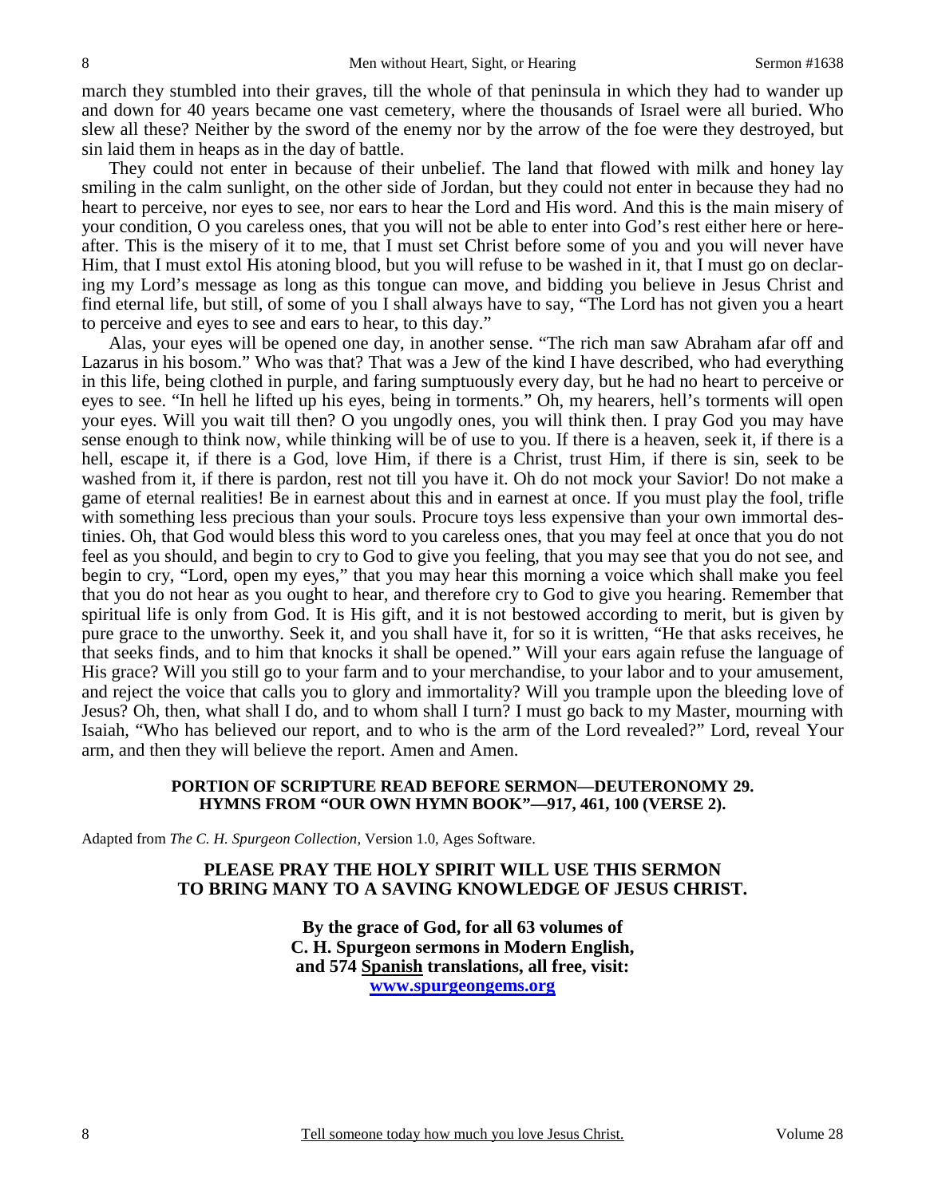march they stumbled into their graves, till the whole of that peninsula in which they had to wander up and down for 40 years became one vast cemetery, where the thousands of Israel were all buried. Who slew all these? Neither by the sword of the enemy nor by the arrow of the foe were they destroyed, but sin laid them in heaps as in the day of battle.

They could not enter in because of their unbelief. The land that flowed with milk and honey lay smiling in the calm sunlight, on the other side of Jordan, but they could not enter in because they had no heart to perceive, nor eyes to see, nor ears to hear the Lord and His word. And this is the main misery of your condition, O you careless ones, that you will not be able to enter into God's rest either here or hereafter. This is the misery of it to me, that I must set Christ before some of you and you will never have Him, that I must extol His atoning blood, but you will refuse to be washed in it, that I must go on declaring my Lord's message as long as this tongue can move, and bidding you believe in Jesus Christ and find eternal life, but still, of some of you I shall always have to say, "The Lord has not given you a heart to perceive and eyes to see and ears to hear, to this day."

Alas, your eyes will be opened one day, in another sense. "The rich man saw Abraham afar off and Lazarus in his bosom." Who was that? That was a Jew of the kind I have described, who had everything in this life, being clothed in purple, and faring sumptuously every day, but he had no heart to perceive or eyes to see. "In hell he lifted up his eyes, being in torments." Oh, my hearers, hell's torments will open your eyes. Will you wait till then? O you ungodly ones, you will think then. I pray God you may have sense enough to think now, while thinking will be of use to you. If there is a heaven, seek it, if there is a hell, escape it, if there is a God, love Him, if there is a Christ, trust Him, if there is sin, seek to be washed from it, if there is pardon, rest not till you have it. Oh do not mock your Savior! Do not make a game of eternal realities! Be in earnest about this and in earnest at once. If you must play the fool, trifle with something less precious than your souls. Procure toys less expensive than your own immortal destinies. Oh, that God would bless this word to you careless ones, that you may feel at once that you do not feel as you should, and begin to cry to God to give you feeling, that you may see that you do not see, and begin to cry, "Lord, open my eyes," that you may hear this morning a voice which shall make you feel that you do not hear as you ought to hear, and therefore cry to God to give you hearing. Remember that spiritual life is only from God. It is His gift, and it is not bestowed according to merit, but is given by pure grace to the unworthy. Seek it, and you shall have it, for so it is written, "He that asks receives, he that seeks finds, and to him that knocks it shall be opened." Will your ears again refuse the language of His grace? Will you still go to your farm and to your merchandise, to your labor and to your amusement, and reject the voice that calls you to glory and immortality? Will you trample upon the bleeding love of Jesus? Oh, then, what shall I do, and to whom shall I turn? I must go back to my Master, mourning with Isaiah, "Who has believed our report, and to who is the arm of the Lord revealed?" Lord, reveal Your arm, and then they will believe the report. Amen and Amen.

**PORTION OF SCRIPTURE READ BEFORE SERMON—DEUTERONOMY 29.**
**HYMNS FROM "OUR OWN HYMN BOOK"—917, 461, 100 (VERSE 2).**

Adapted from *The C. H. Spurgeon Collection*, Version 1.0, Ages Software.

**PLEASE PRAY THE HOLY SPIRIT WILL USE THIS SERMON TO BRING MANY TO A SAVING KNOWLEDGE OF JESUS CHRIST.**

**By the grace of God, for all 63 volumes of C. H. Spurgeon sermons in Modern English, and 574 Spanish translations, all free, visit: www.spurgeongems.org**